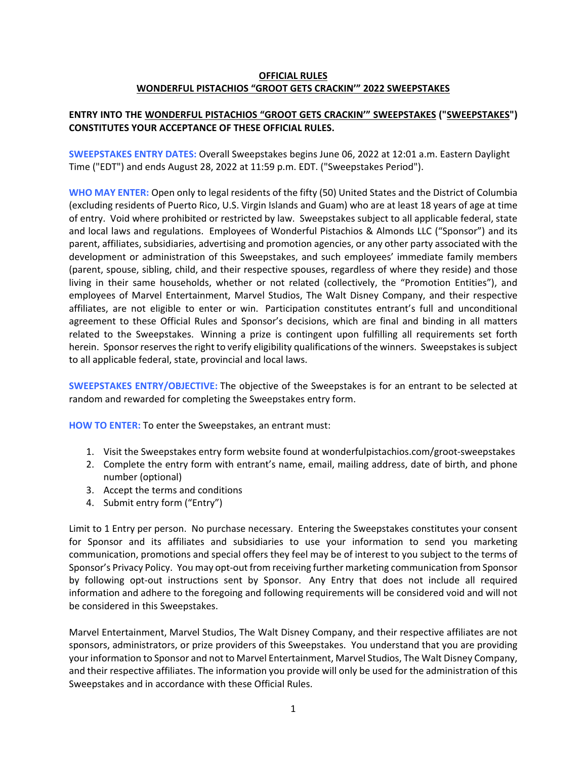**OFFICIAL RULES**
**WONDERFUL PISTACHIOS "GROOT GETS CRACKIN'" 2022 SWEEPSTAKES**

**ENTRY INTO THE WONDERFUL PISTACHIOS "GROOT GETS CRACKIN'" SWEEPSTAKES ("SWEEPSTAKES") CONSTITUTES YOUR ACCEPTANCE OF THESE OFFICIAL RULES.**

**SWEEPSTAKES ENTRY DATES:** Overall Sweepstakes begins June 06, 2022 at 12:01 a.m. Eastern Daylight Time ("EDT") and ends August 28, 2022 at 11:59 p.m. EDT. ("Sweepstakes Period").

**WHO MAY ENTER:** Open only to legal residents of the fifty (50) United States and the District of Columbia (excluding residents of Puerto Rico, U.S. Virgin Islands and Guam) who are at least 18 years of age at time of entry. Void where prohibited or restricted by law. Sweepstakes subject to all applicable federal, state and local laws and regulations. Employees of Wonderful Pistachios & Almonds LLC ("Sponsor") and its parent, affiliates, subsidiaries, advertising and promotion agencies, or any other party associated with the development or administration of this Sweepstakes, and such employees' immediate family members (parent, spouse, sibling, child, and their respective spouses, regardless of where they reside) and those living in their same households, whether or not related (collectively, the "Promotion Entities"), and employees of Marvel Entertainment, Marvel Studios, The Walt Disney Company, and their respective affiliates, are not eligible to enter or win. Participation constitutes entrant's full and unconditional agreement to these Official Rules and Sponsor's decisions, which are final and binding in all matters related to the Sweepstakes. Winning a prize is contingent upon fulfilling all requirements set forth herein. Sponsor reserves the right to verify eligibility qualifications of the winners. Sweepstakes is subject to all applicable federal, state, provincial and local laws.

**SWEEPSTAKES ENTRY/OBJECTIVE:** The objective of the Sweepstakes is for an entrant to be selected at random and rewarded for completing the Sweepstakes entry form.

**HOW TO ENTER:** To enter the Sweepstakes, an entrant must:

1. Visit the Sweepstakes entry form website found at wonderfulpistachios.com/groot-sweepstakes
2. Complete the entry form with entrant's name, email, mailing address, date of birth, and phone number (optional)
3. Accept the terms and conditions
4. Submit entry form ("Entry")

Limit to 1 Entry per person. No purchase necessary. Entering the Sweepstakes constitutes your consent for Sponsor and its affiliates and subsidiaries to use your information to send you marketing communication, promotions and special offers they feel may be of interest to you subject to the terms of Sponsor's Privacy Policy. You may opt-out from receiving further marketing communication from Sponsor by following opt-out instructions sent by Sponsor. Any Entry that does not include all required information and adhere to the foregoing and following requirements will be considered void and will not be considered in this Sweepstakes.

Marvel Entertainment, Marvel Studios, The Walt Disney Company, and their respective affiliates are not sponsors, administrators, or prize providers of this Sweepstakes. You understand that you are providing your information to Sponsor and not to Marvel Entertainment, Marvel Studios, The Walt Disney Company, and their respective affiliates. The information you provide will only be used for the administration of this Sweepstakes and in accordance with these Official Rules.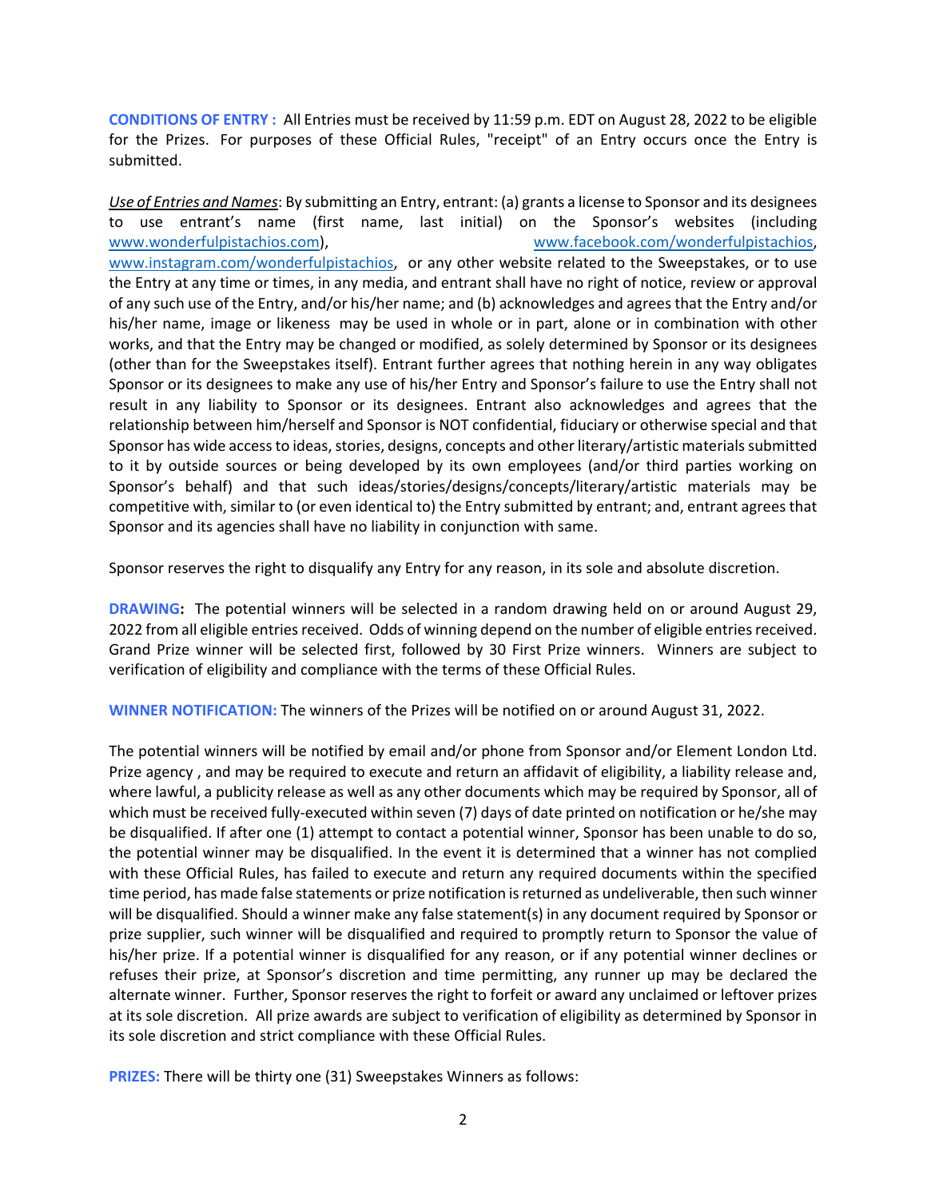**CONDITIONS OF ENTRY :** All Entries must be received by 11:59 p.m. EDT on August 28, 2022 to be eligible for the Prizes. For purposes of these Official Rules, "receipt" of an Entry occurs once the Entry is submitted.

*Use of Entries and Names*: By submitting an Entry, entrant: (a) grants a license to Sponsor and its designees to use entrant's name (first name, last initial) on the Sponsor's websites (including www.wonderfulpistachios.com), www.facebook.com/wonderfulpistachios, www.instagram.com/wonderfulpistachios, or any other website related to the Sweepstakes, or to use the Entry at any time or times, in any media, and entrant shall have no right of notice, review or approval of any such use of the Entry, and/or his/her name; and (b) acknowledges and agrees that the Entry and/or his/her name, image or likeness may be used in whole or in part, alone or in combination with other works, and that the Entry may be changed or modified, as solely determined by Sponsor or its designees (other than for the Sweepstakes itself). Entrant further agrees that nothing herein in any way obligates Sponsor or its designees to make any use of his/her Entry and Sponsor's failure to use the Entry shall not result in any liability to Sponsor or its designees. Entrant also acknowledges and agrees that the relationship between him/herself and Sponsor is NOT confidential, fiduciary or otherwise special and that Sponsor has wide access to ideas, stories, designs, concepts and other literary/artistic materials submitted to it by outside sources or being developed by its own employees (and/or third parties working on Sponsor's behalf) and that such ideas/stories/designs/concepts/literary/artistic materials may be competitive with, similar to (or even identical to) the Entry submitted by entrant; and, entrant agrees that Sponsor and its agencies shall have no liability in conjunction with same.

Sponsor reserves the right to disqualify any Entry for any reason, in its sole and absolute discretion.

**DRAWING:** The potential winners will be selected in a random drawing held on or around August 29, 2022 from all eligible entries received. Odds of winning depend on the number of eligible entries received. Grand Prize winner will be selected first, followed by 30 First Prize winners. Winners are subject to verification of eligibility and compliance with the terms of these Official Rules.

**WINNER NOTIFICATION:** The winners of the Prizes will be notified on or around August 31, 2022.

The potential winners will be notified by email and/or phone from Sponsor and/or Element London Ltd. Prize agency , and may be required to execute and return an affidavit of eligibility, a liability release and, where lawful, a publicity release as well as any other documents which may be required by Sponsor, all of which must be received fully-executed within seven (7) days of date printed on notification or he/she may be disqualified. If after one (1) attempt to contact a potential winner, Sponsor has been unable to do so, the potential winner may be disqualified. In the event it is determined that a winner has not complied with these Official Rules, has failed to execute and return any required documents within the specified time period, has made false statements or prize notification is returned as undeliverable, then such winner will be disqualified. Should a winner make any false statement(s) in any document required by Sponsor or prize supplier, such winner will be disqualified and required to promptly return to Sponsor the value of his/her prize. If a potential winner is disqualified for any reason, or if any potential winner declines or refuses their prize, at Sponsor's discretion and time permitting, any runner up may be declared the alternate winner. Further, Sponsor reserves the right to forfeit or award any unclaimed or leftover prizes at its sole discretion. All prize awards are subject to verification of eligibility as determined by Sponsor in its sole discretion and strict compliance with these Official Rules.

**PRIZES:** There will be thirty one (31) Sweepstakes Winners as follows: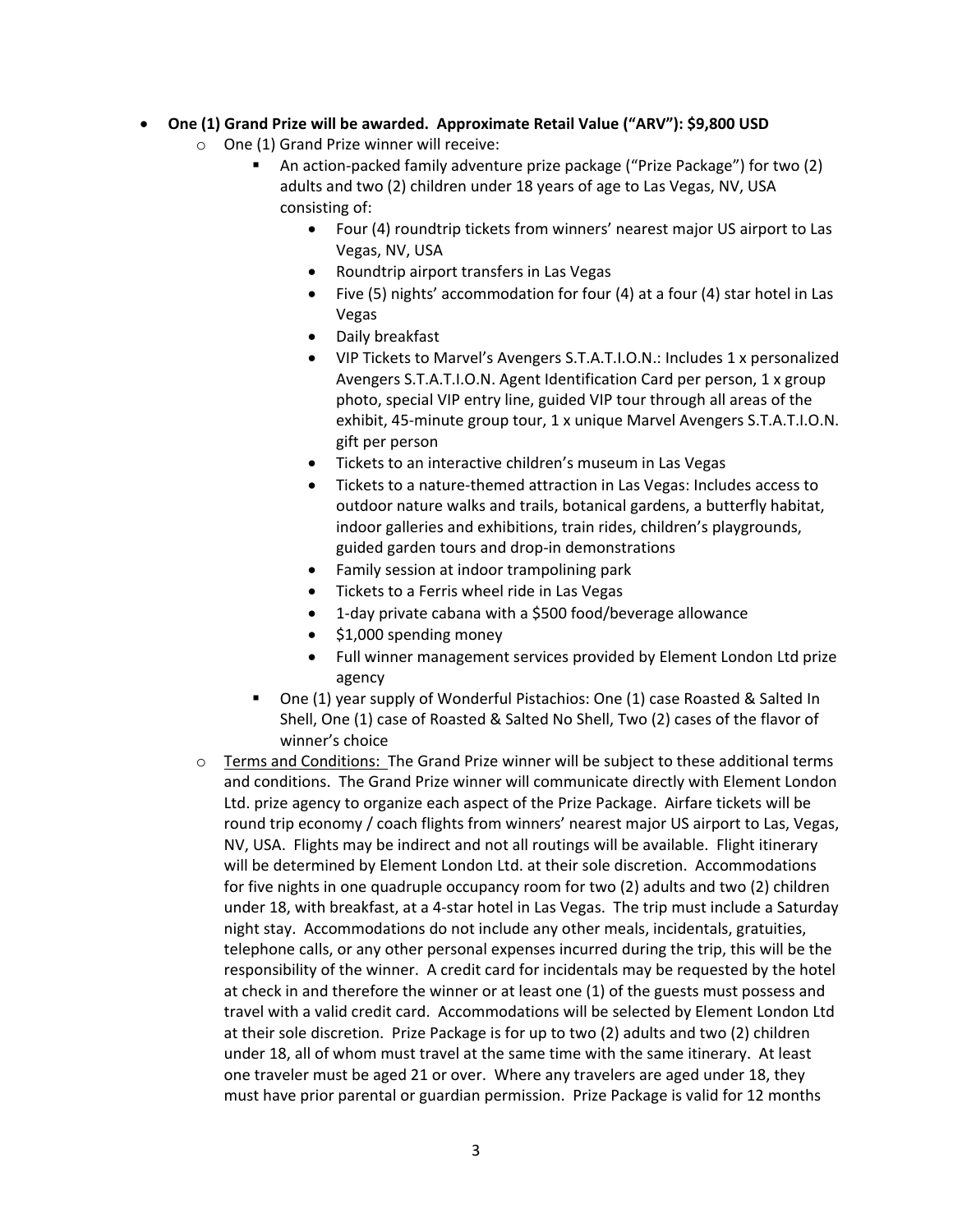- **One (1) Grand Prize will be awarded. Approximate Retail Value ("ARV"): $9,800 USD**
  - One (1) Grand Prize winner will receive:
    - An action-packed family adventure prize package ("Prize Package") for two (2) adults and two (2) children under 18 years of age to Las Vegas, NV, USA consisting of:
      - Four (4) roundtrip tickets from winners' nearest major US airport to Las Vegas, NV, USA
      - Roundtrip airport transfers in Las Vegas
      - Five (5) nights' accommodation for four (4) at a four (4) star hotel in Las Vegas
      - Daily breakfast
      - VIP Tickets to Marvel's Avengers S.T.A.T.I.O.N.: Includes 1 x personalized Avengers S.T.A.T.I.O.N. Agent Identification Card per person, 1 x group photo, special VIP entry line, guided VIP tour through all areas of the exhibit, 45-minute group tour, 1 x unique Marvel Avengers S.T.A.T.I.O.N. gift per person
      - Tickets to an interactive children's museum in Las Vegas
      - Tickets to a nature-themed attraction in Las Vegas: Includes access to outdoor nature walks and trails, botanical gardens, a butterfly habitat, indoor galleries and exhibitions, train rides, children's playgrounds, guided garden tours and drop-in demonstrations
      - Family session at indoor trampolining park
      - Tickets to a Ferris wheel ride in Las Vegas
      - 1-day private cabana with a $500 food/beverage allowance
      - $1,000 spending money
      - Full winner management services provided by Element London Ltd prize agency
    - One (1) year supply of Wonderful Pistachios: One (1) case Roasted & Salted In Shell, One (1) case of Roasted & Salted No Shell, Two (2) cases of the flavor of winner's choice
  - Terms and Conditions: The Grand Prize winner will be subject to these additional terms and conditions. The Grand Prize winner will communicate directly with Element London Ltd. prize agency to organize each aspect of the Prize Package. Airfare tickets will be round trip economy / coach flights from winners' nearest major US airport to Las, Vegas, NV, USA. Flights may be indirect and not all routings will be available. Flight itinerary will be determined by Element London Ltd. at their sole discretion. Accommodations for five nights in one quadruple occupancy room for two (2) adults and two (2) children under 18, with breakfast, at a 4-star hotel in Las Vegas. The trip must include a Saturday night stay. Accommodations do not include any other meals, incidentals, gratuities, telephone calls, or any other personal expenses incurred during the trip, this will be the responsibility of the winner. A credit card for incidentals may be requested by the hotel at check in and therefore the winner or at least one (1) of the guests must possess and travel with a valid credit card. Accommodations will be selected by Element London Ltd at their sole discretion. Prize Package is for up to two (2) adults and two (2) children under 18, all of whom must travel at the same time with the same itinerary. At least one traveler must be aged 21 or over. Where any travelers are aged under 18, they must have prior parental or guardian permission. Prize Package is valid for 12 months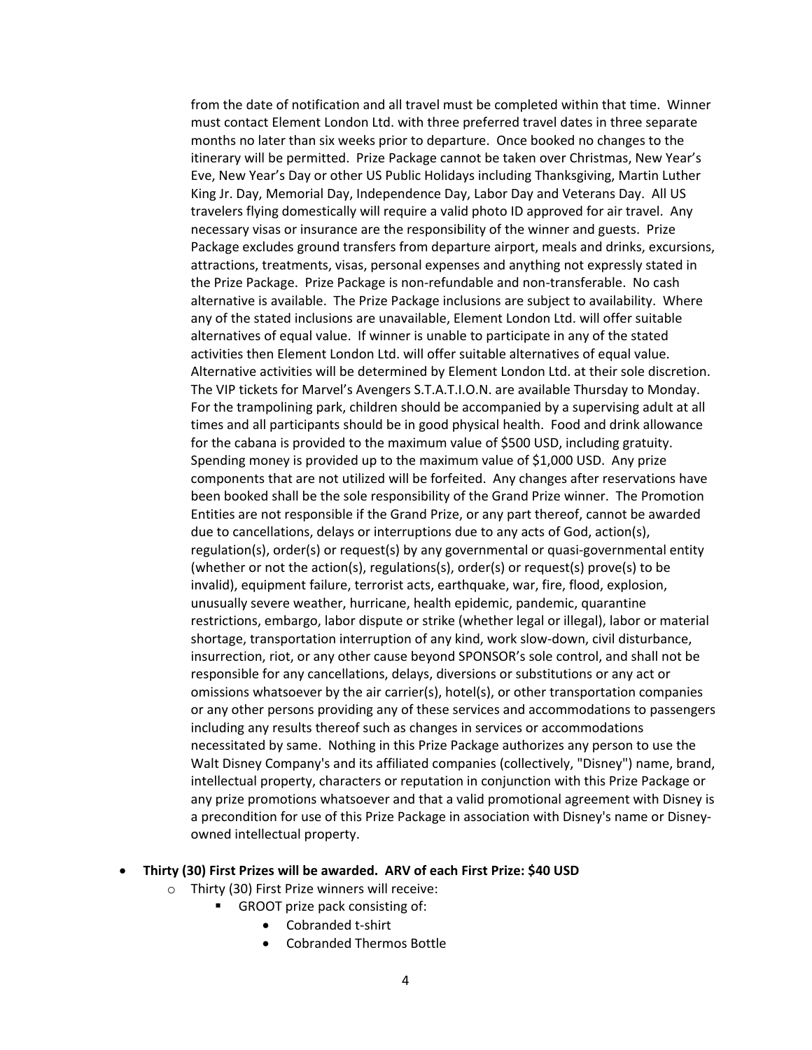from the date of notification and all travel must be completed within that time. Winner must contact Element London Ltd. with three preferred travel dates in three separate months no later than six weeks prior to departure. Once booked no changes to the itinerary will be permitted. Prize Package cannot be taken over Christmas, New Year's Eve, New Year's Day or other US Public Holidays including Thanksgiving, Martin Luther King Jr. Day, Memorial Day, Independence Day, Labor Day and Veterans Day. All US travelers flying domestically will require a valid photo ID approved for air travel. Any necessary visas or insurance are the responsibility of the winner and guests. Prize Package excludes ground transfers from departure airport, meals and drinks, excursions, attractions, treatments, visas, personal expenses and anything not expressly stated in the Prize Package. Prize Package is non-refundable and non-transferable. No cash alternative is available. The Prize Package inclusions are subject to availability. Where any of the stated inclusions are unavailable, Element London Ltd. will offer suitable alternatives of equal value. If winner is unable to participate in any of the stated activities then Element London Ltd. will offer suitable alternatives of equal value. Alternative activities will be determined by Element London Ltd. at their sole discretion. The VIP tickets for Marvel's Avengers S.T.A.T.I.O.N. are available Thursday to Monday. For the trampolining park, children should be accompanied by a supervising adult at all times and all participants should be in good physical health. Food and drink allowance for the cabana is provided to the maximum value of $500 USD, including gratuity. Spending money is provided up to the maximum value of $1,000 USD. Any prize components that are not utilized will be forfeited. Any changes after reservations have been booked shall be the sole responsibility of the Grand Prize winner. The Promotion Entities are not responsible if the Grand Prize, or any part thereof, cannot be awarded due to cancellations, delays or interruptions due to any acts of God, action(s), regulation(s), order(s) or request(s) by any governmental or quasi-governmental entity (whether or not the action(s), regulations(s), order(s) or request(s) prove(s) to be invalid), equipment failure, terrorist acts, earthquake, war, fire, flood, explosion, unusually severe weather, hurricane, health epidemic, pandemic, quarantine restrictions, embargo, labor dispute or strike (whether legal or illegal), labor or material shortage, transportation interruption of any kind, work slow-down, civil disturbance, insurrection, riot, or any other cause beyond SPONSOR's sole control, and shall not be responsible for any cancellations, delays, diversions or substitutions or any act or omissions whatsoever by the air carrier(s), hotel(s), or other transportation companies or any other persons providing any of these services and accommodations to passengers including any results thereof such as changes in services or accommodations necessitated by same. Nothing in this Prize Package authorizes any person to use the Walt Disney Company's and its affiliated companies (collectively, "Disney") name, brand, intellectual property, characters or reputation in conjunction with this Prize Package or any prize promotions whatsoever and that a valid promotional agreement with Disney is a precondition for use of this Prize Package in association with Disney's name or Disney-owned intellectual property.

- **Thirty (30) First Prizes will be awarded. ARV of each First Prize: $40 USD**
  - Thirty (30) First Prize winners will receive:
    - GROOT prize pack consisting of:
      - Cobranded t-shirt
      - Cobranded Thermos Bottle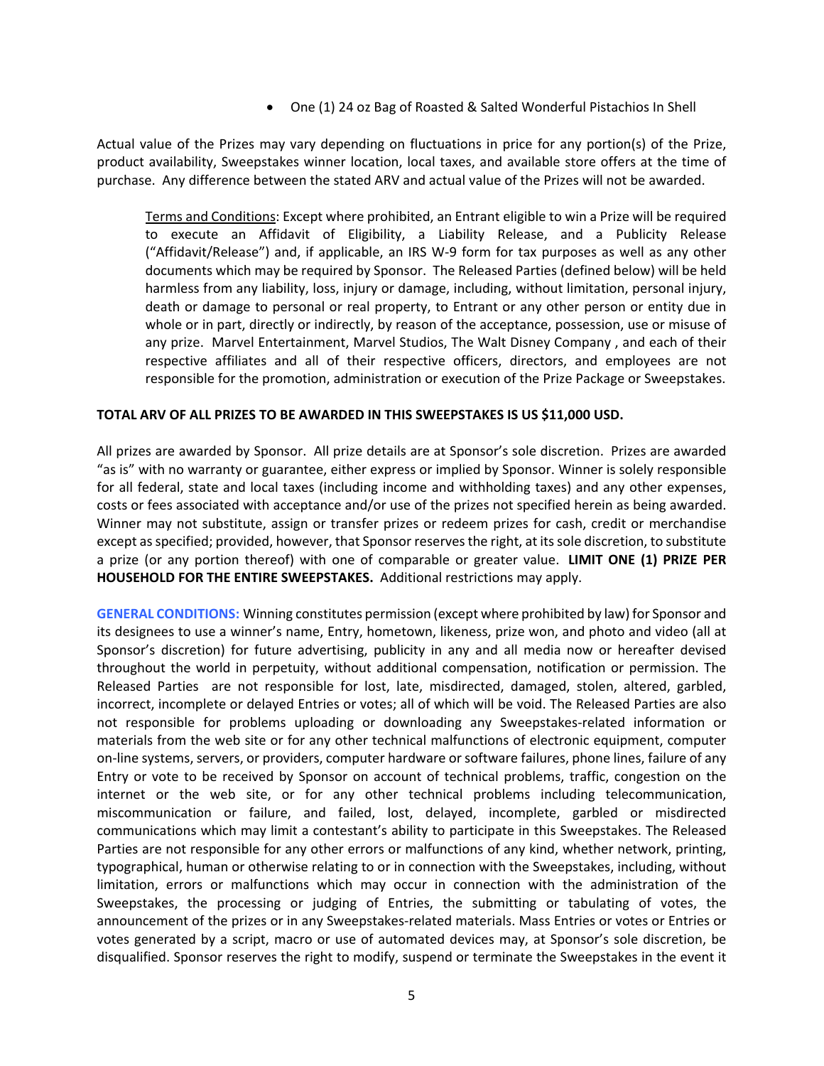- One (1) 24 oz Bag of Roasted & Salted Wonderful Pistachios In Shell

Actual value of the Prizes may vary depending on fluctuations in price for any portion(s) of the Prize, product availability, Sweepstakes winner location, local taxes, and available store offers at the time of purchase. Any difference between the stated ARV and actual value of the Prizes will not be awarded.

Terms and Conditions: Except where prohibited, an Entrant eligible to win a Prize will be required to execute an Affidavit of Eligibility, a Liability Release, and a Publicity Release ("Affidavit/Release") and, if applicable, an IRS W-9 form for tax purposes as well as any other documents which may be required by Sponsor. The Released Parties (defined below) will be held harmless from any liability, loss, injury or damage, including, without limitation, personal injury, death or damage to personal or real property, to Entrant or any other person or entity due in whole or in part, directly or indirectly, by reason of the acceptance, possession, use or misuse of any prize. Marvel Entertainment, Marvel Studios, The Walt Disney Company , and each of their respective affiliates and all of their respective officers, directors, and employees are not responsible for the promotion, administration or execution of the Prize Package or Sweepstakes.

**TOTAL ARV OF ALL PRIZES TO BE AWARDED IN THIS SWEEPSTAKES IS US $11,000 USD.**

All prizes are awarded by Sponsor. All prize details are at Sponsor's sole discretion. Prizes are awarded "as is" with no warranty or guarantee, either express or implied by Sponsor. Winner is solely responsible for all federal, state and local taxes (including income and withholding taxes) and any other expenses, costs or fees associated with acceptance and/or use of the prizes not specified herein as being awarded. Winner may not substitute, assign or transfer prizes or redeem prizes for cash, credit or merchandise except as specified; provided, however, that Sponsor reserves the right, at its sole discretion, to substitute a prize (or any portion thereof) with one of comparable or greater value. **LIMIT ONE (1) PRIZE PER HOUSEHOLD FOR THE ENTIRE SWEEPSTAKES.** Additional restrictions may apply.

**GENERAL CONDITIONS:** Winning constitutes permission (except where prohibited by law) for Sponsor and its designees to use a winner's name, Entry, hometown, likeness, prize won, and photo and video (all at Sponsor's discretion) for future advertising, publicity in any and all media now or hereafter devised throughout the world in perpetuity, without additional compensation, notification or permission. The Released Parties are not responsible for lost, late, misdirected, damaged, stolen, altered, garbled, incorrect, incomplete or delayed Entries or votes; all of which will be void. The Released Parties are also not responsible for problems uploading or downloading any Sweepstakes-related information or materials from the web site or for any other technical malfunctions of electronic equipment, computer on-line systems, servers, or providers, computer hardware or software failures, phone lines, failure of any Entry or vote to be received by Sponsor on account of technical problems, traffic, congestion on the internet or the web site, or for any other technical problems including telecommunication, miscommunication or failure, and failed, lost, delayed, incomplete, garbled or misdirected communications which may limit a contestant's ability to participate in this Sweepstakes. The Released Parties are not responsible for any other errors or malfunctions of any kind, whether network, printing, typographical, human or otherwise relating to or in connection with the Sweepstakes, including, without limitation, errors or malfunctions which may occur in connection with the administration of the Sweepstakes, the processing or judging of Entries, the submitting or tabulating of votes, the announcement of the prizes or in any Sweepstakes-related materials. Mass Entries or votes or Entries or votes generated by a script, macro or use of automated devices may, at Sponsor's sole discretion, be disqualified. Sponsor reserves the right to modify, suspend or terminate the Sweepstakes in the event it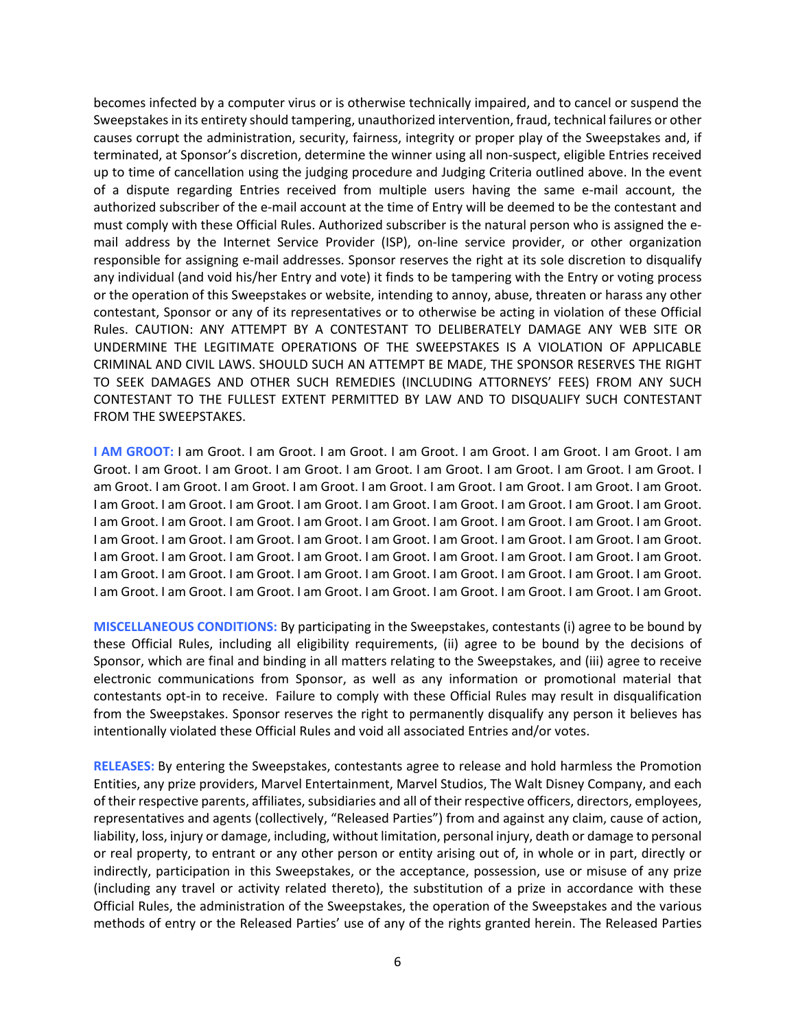becomes infected by a computer virus or is otherwise technically impaired, and to cancel or suspend the Sweepstakes in its entirety should tampering, unauthorized intervention, fraud, technical failures or other causes corrupt the administration, security, fairness, integrity or proper play of the Sweepstakes and, if terminated, at Sponsor's discretion, determine the winner using all non-suspect, eligible Entries received up to time of cancellation using the judging procedure and Judging Criteria outlined above. In the event of a dispute regarding Entries received from multiple users having the same e-mail account, the authorized subscriber of the e-mail account at the time of Entry will be deemed to be the contestant and must comply with these Official Rules. Authorized subscriber is the natural person who is assigned the e-mail address by the Internet Service Provider (ISP), on-line service provider, or other organization responsible for assigning e-mail addresses. Sponsor reserves the right at its sole discretion to disqualify any individual (and void his/her Entry and vote) it finds to be tampering with the Entry or voting process or the operation of this Sweepstakes or website, intending to annoy, abuse, threaten or harass any other contestant, Sponsor or any of its representatives or to otherwise be acting in violation of these Official Rules. CAUTION: ANY ATTEMPT BY A CONTESTANT TO DELIBERATELY DAMAGE ANY WEB SITE OR UNDERMINE THE LEGITIMATE OPERATIONS OF THE SWEEPSTAKES IS A VIOLATION OF APPLICABLE CRIMINAL AND CIVIL LAWS. SHOULD SUCH AN ATTEMPT BE MADE, THE SPONSOR RESERVES THE RIGHT TO SEEK DAMAGES AND OTHER SUCH REMEDIES (INCLUDING ATTORNEYS' FEES) FROM ANY SUCH CONTESTANT TO THE FULLEST EXTENT PERMITTED BY LAW AND TO DISQUALIFY SUCH CONTESTANT FROM THE SWEEPSTAKES.

**I AM GROOT:** I am Groot. I am Groot. I am Groot. I am Groot. I am Groot. I am Groot. I am Groot. I am Groot. I am Groot. I am Groot. I am Groot. I am Groot. I am Groot. I am Groot. I am Groot. I am Groot. I am Groot. I am Groot. I am Groot. I am Groot. I am Groot. I am Groot. I am Groot. I am Groot. I am Groot. I am Groot. I am Groot. I am Groot. I am Groot. I am Groot. I am Groot. I am Groot. I am Groot. I am Groot. I am Groot. I am Groot. I am Groot. I am Groot. I am Groot. I am Groot. I am Groot. I am Groot. I am Groot. I am Groot. I am Groot. I am Groot. I am Groot. I am Groot. I am Groot. I am Groot. I am Groot. I am Groot. I am Groot. I am Groot. I am Groot. I am Groot. I am Groot. I am Groot. I am Groot. I am Groot. I am Groot. I am Groot. I am Groot. I am Groot. I am Groot. I am Groot. I am Groot. I am Groot. I am Groot. I am Groot. I am Groot. I am Groot. I am Groot. I am Groot. I am Groot. I am Groot. I am Groot. I am Groot. I am Groot. I am Groot.

**MISCELLANEOUS CONDITIONS:** By participating in the Sweepstakes, contestants (i) agree to be bound by these Official Rules, including all eligibility requirements, (ii) agree to be bound by the decisions of Sponsor, which are final and binding in all matters relating to the Sweepstakes, and (iii) agree to receive electronic communications from Sponsor, as well as any information or promotional material that contestants opt-in to receive. Failure to comply with these Official Rules may result in disqualification from the Sweepstakes. Sponsor reserves the right to permanently disqualify any person it believes has intentionally violated these Official Rules and void all associated Entries and/or votes.

**RELEASES:** By entering the Sweepstakes, contestants agree to release and hold harmless the Promotion Entities, any prize providers, Marvel Entertainment, Marvel Studios, The Walt Disney Company, and each of their respective parents, affiliates, subsidiaries and all of their respective officers, directors, employees, representatives and agents (collectively, "Released Parties") from and against any claim, cause of action, liability, loss, injury or damage, including, without limitation, personal injury, death or damage to personal or real property, to entrant or any other person or entity arising out of, in whole or in part, directly or indirectly, participation in this Sweepstakes, or the acceptance, possession, use or misuse of any prize (including any travel or activity related thereto), the substitution of a prize in accordance with these Official Rules, the administration of the Sweepstakes, the operation of the Sweepstakes and the various methods of entry or the Released Parties' use of any of the rights granted herein. The Released Parties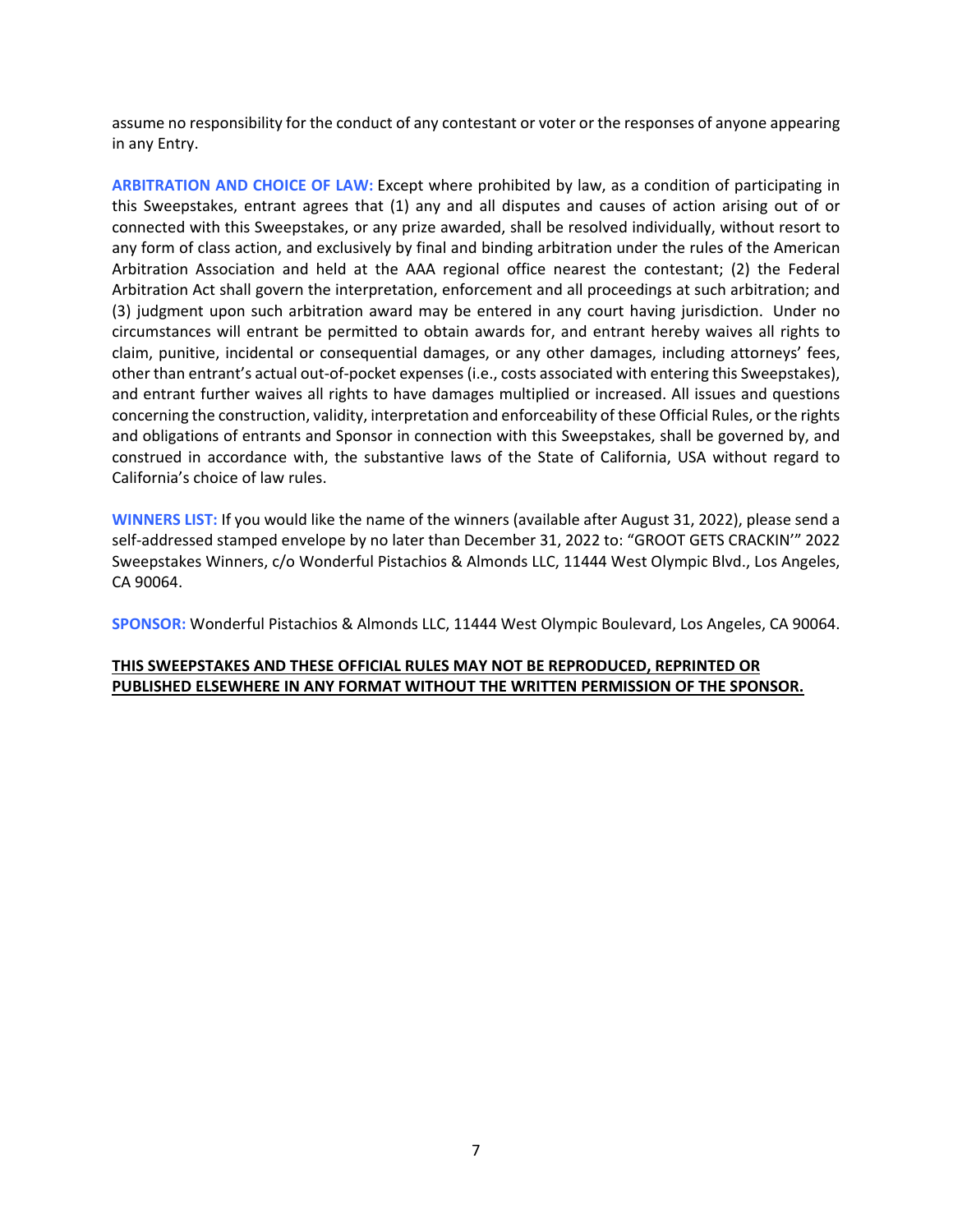assume no responsibility for the conduct of any contestant or voter or the responses of anyone appearing in any Entry.

**ARBITRATION AND CHOICE OF LAW:** Except where prohibited by law, as a condition of participating in this Sweepstakes, entrant agrees that (1) any and all disputes and causes of action arising out of or connected with this Sweepstakes, or any prize awarded, shall be resolved individually, without resort to any form of class action, and exclusively by final and binding arbitration under the rules of the American Arbitration Association and held at the AAA regional office nearest the contestant; (2) the Federal Arbitration Act shall govern the interpretation, enforcement and all proceedings at such arbitration; and (3) judgment upon such arbitration award may be entered in any court having jurisdiction. Under no circumstances will entrant be permitted to obtain awards for, and entrant hereby waives all rights to claim, punitive, incidental or consequential damages, or any other damages, including attorneys' fees, other than entrant's actual out-of-pocket expenses (i.e., costs associated with entering this Sweepstakes), and entrant further waives all rights to have damages multiplied or increased. All issues and questions concerning the construction, validity, interpretation and enforceability of these Official Rules, or the rights and obligations of entrants and Sponsor in connection with this Sweepstakes, shall be governed by, and construed in accordance with, the substantive laws of the State of California, USA without regard to California's choice of law rules.

**WINNERS LIST:** If you would like the name of the winners (available after August 31, 2022), please send a self-addressed stamped envelope by no later than December 31, 2022 to: "GROOT GETS CRACKIN'" 2022 Sweepstakes Winners, c/o Wonderful Pistachios & Almonds LLC, 11444 West Olympic Blvd., Los Angeles, CA 90064.

**SPONSOR:** Wonderful Pistachios & Almonds LLC, 11444 West Olympic Boulevard, Los Angeles, CA 90064.

**THIS SWEEPSTAKES AND THESE OFFICIAL RULES MAY NOT BE REPRODUCED, REPRINTED OR PUBLISHED ELSEWHERE IN ANY FORMAT WITHOUT THE WRITTEN PERMISSION OF THE SPONSOR.**